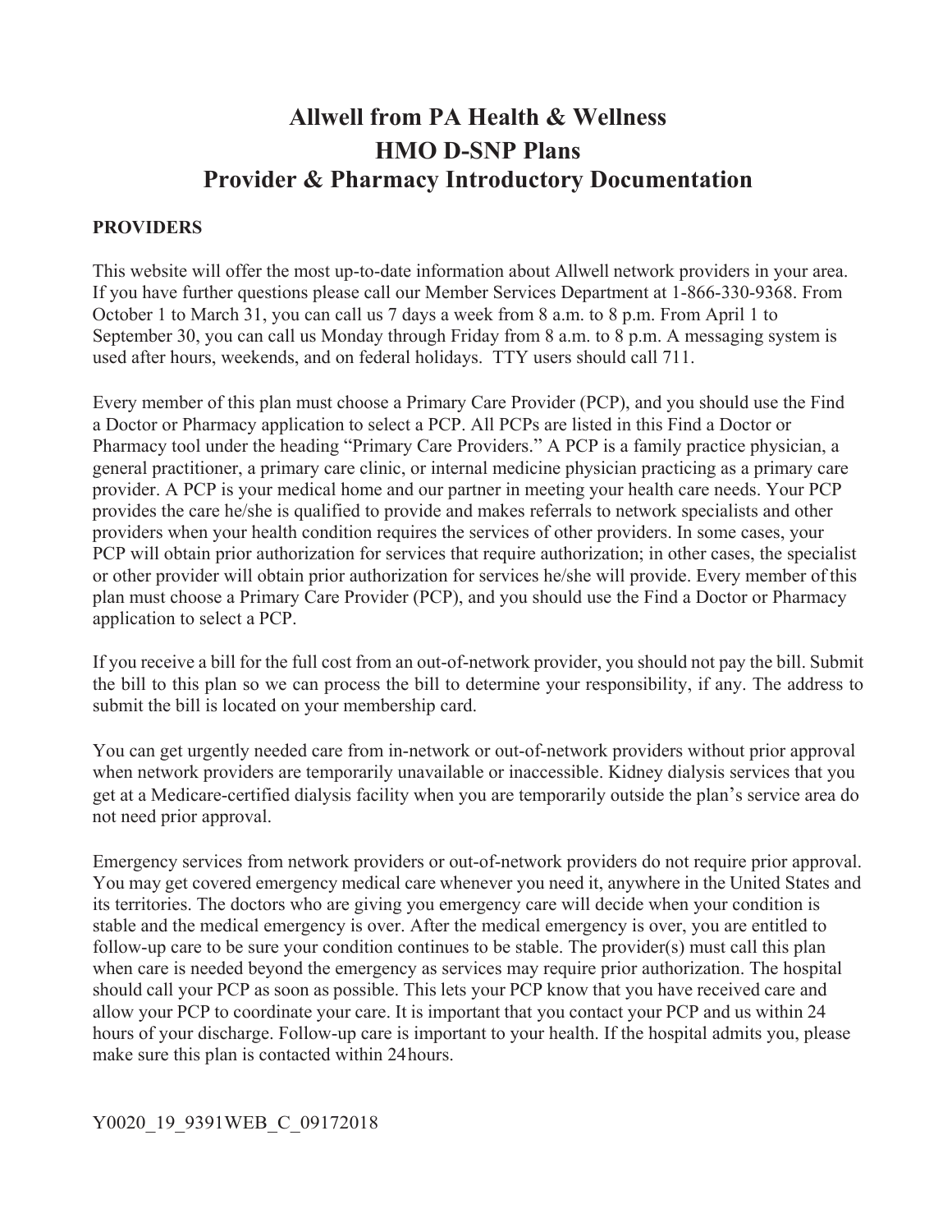# Allwell from PA Health & Wellness
# HMO D-SNP Plans
# Provider & Pharmacy Introductory Documentation

**PROVIDERS**

This website will offer the most up-to-date information about Allwell network providers in your area. If you have further questions please call our Member Services Department at 1-866-330-9368. From October 1 to March 31, you can call us 7 days a week from 8 a.m. to 8 p.m. From April 1 to September 30, you can call us Monday through Friday from 8 a.m. to 8 p.m. A messaging system is used after hours, weekends, and on federal holidays. TTY users should call 711.

Every member of this plan must choose a Primary Care Provider (PCP), and you should use the Find a Doctor or Pharmacy application to select a PCP. All PCPs are listed in this Find a Doctor or Pharmacy tool under the heading "Primary Care Providers." A PCP is a family practice physician, a general practitioner, a primary care clinic, or internal medicine physician practicing as a primary care provider. A PCP is your medical home and our partner in meeting your health care needs. Your PCP provides the care he/she is qualified to provide and makes referrals to network specialists and other providers when your health condition requires the services of other providers. In some cases, your PCP will obtain prior authorization for services that require authorization; in other cases, the specialist or other provider will obtain prior authorization for services he/she will provide. Every member of this plan must choose a Primary Care Provider (PCP), and you should use the Find a Doctor or Pharmacy application to select a PCP.

If you receive a bill for the full cost from an out-of-network provider, you should not pay the bill. Submit the bill to this plan so we can process the bill to determine your responsibility, if any. The address to submit the bill is located on your membership card.

You can get urgently needed care from in-network or out-of-network providers without prior approval when network providers are temporarily unavailable or inaccessible. Kidney dialysis services that you get at a Medicare-certified dialysis facility when you are temporarily outside the plan's service area do not need prior approval.

Emergency services from network providers or out-of-network providers do not require prior approval. You may get covered emergency medical care whenever you need it, anywhere in the United States and its territories. The doctors who are giving you emergency care will decide when your condition is stable and the medical emergency is over. After the medical emergency is over, you are entitled to follow-up care to be sure your condition continues to be stable. The provider(s) must call this plan when care is needed beyond the emergency as services may require prior authorization. The hospital should call your PCP as soon as possible. This lets your PCP know that you have received care and allow your PCP to coordinate your care. It is important that you contact your PCP and us within 24 hours of your discharge. Follow-up care is important to your health. If the hospital admits you, please make sure this plan is contacted within 24 hours.

Y0020_19_9391WEB_C_09172018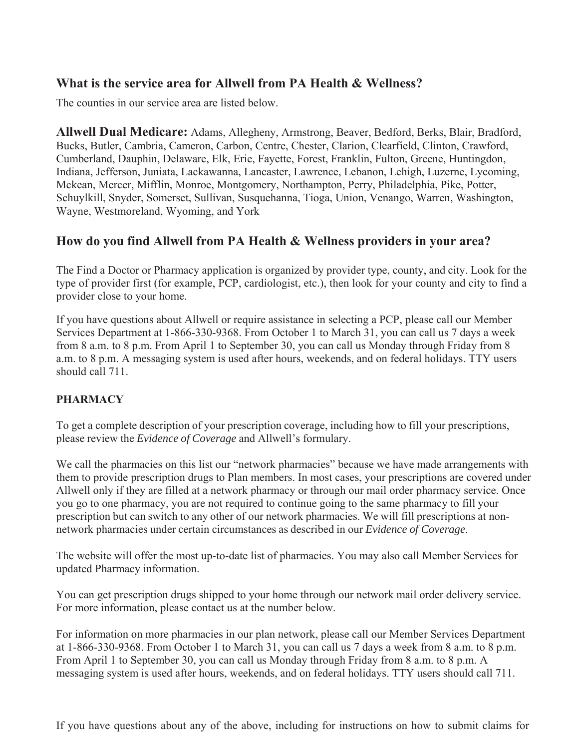## What is the service area for Allwell from PA Health & Wellness?

The counties in our service area are listed below.

**Allwell Dual Medicare:** Adams, Allegheny, Armstrong, Beaver, Bedford, Berks, Blair, Bradford, Bucks, Butler, Cambria, Cameron, Carbon, Centre, Chester, Clarion, Clearfield, Clinton, Crawford, Cumberland, Dauphin, Delaware, Elk, Erie, Fayette, Forest, Franklin, Fulton, Greene, Huntingdon, Indiana, Jefferson, Juniata, Lackawanna, Lancaster, Lawrence, Lebanon, Lehigh, Luzerne, Lycoming, Mckean, Mercer, Mifflin, Monroe, Montgomery, Northampton, Perry, Philadelphia, Pike, Potter, Schuylkill, Snyder, Somerset, Sullivan, Susquehanna, Tioga, Union, Venango, Warren, Washington, Wayne, Westmoreland, Wyoming, and York

## How do you find Allwell from PA Health & Wellness providers in your area?

The Find a Doctor or Pharmacy application is organized by provider type, county, and city. Look for the type of provider first (for example, PCP, cardiologist, etc.), then look for your county and city to find a provider close to your home.

If you have questions about Allwell or require assistance in selecting a PCP, please call our Member Services Department at 1-866-330-9368. From October 1 to March 31, you can call us 7 days a week from 8 a.m. to 8 p.m. From April 1 to September 30, you can call us Monday through Friday from 8 a.m. to 8 p.m. A messaging system is used after hours, weekends, and on federal holidays. TTY users should call 711.

### PHARMACY

To get a complete description of your prescription coverage, including how to fill your prescriptions, please review the *Evidence of Coverage* and Allwell's formulary.

We call the pharmacies on this list our "network pharmacies" because we have made arrangements with them to provide prescription drugs to Plan members. In most cases, your prescriptions are covered under Allwell only if they are filled at a network pharmacy or through our mail order pharmacy service. Once you go to one pharmacy, you are not required to continue going to the same pharmacy to fill your prescription but can switch to any other of our network pharmacies. We will fill prescriptions at non-network pharmacies under certain circumstances as described in our *Evidence of Coverage*.

The website will offer the most up-to-date list of pharmacies. You may also call Member Services for updated Pharmacy information.

You can get prescription drugs shipped to your home through our network mail order delivery service. For more information, please contact us at the number below.

For information on more pharmacies in our plan network, please call our Member Services Department at 1-866-330-9368. From October 1 to March 31, you can call us 7 days a week from 8 a.m. to 8 p.m. From April 1 to September 30, you can call us Monday through Friday from 8 a.m. to 8 p.m. A messaging system is used after hours, weekends, and on federal holidays. TTY users should call 711.

If you have questions about any of the above, including for instructions on how to submit claims for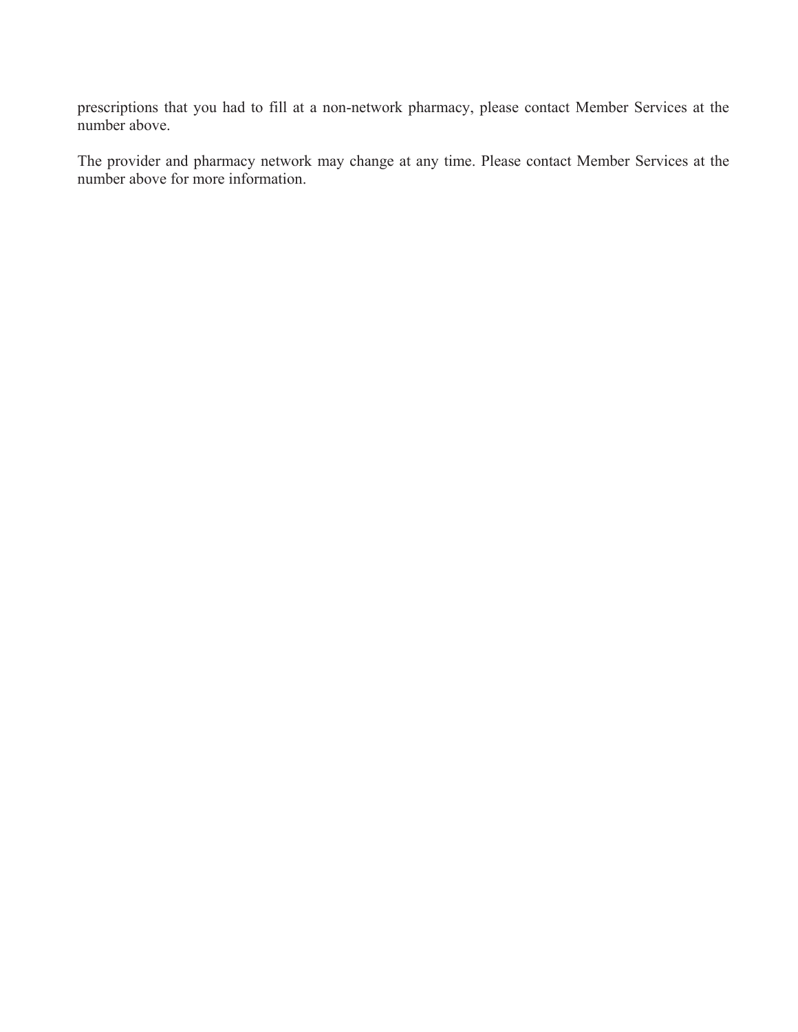prescriptions that you had to fill at a non-network pharmacy, please contact Member Services at the number above.

The provider and pharmacy network may change at any time. Please contact Member Services at the number above for more information.